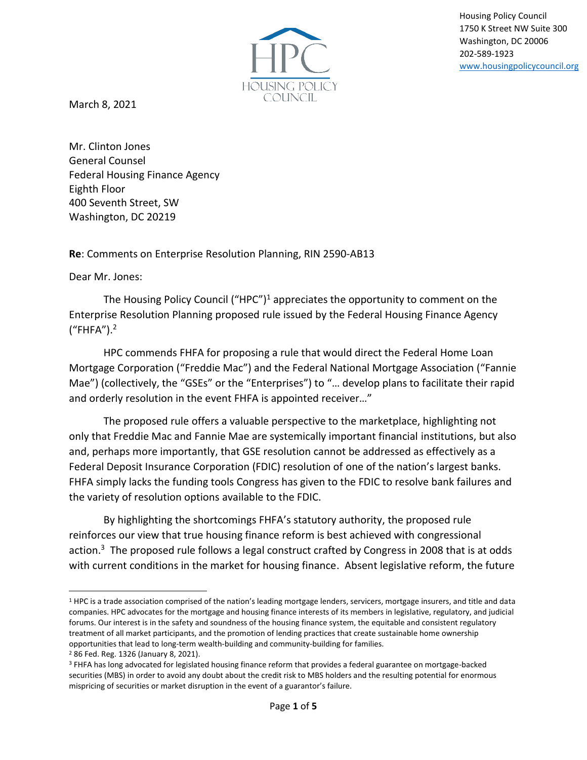Housing Policy Council
1750 K Street NW Suite 300
Washington, DC 20006
202-589-1923
www.housingpolicycouncil.org

March 8, 2021

Mr. Clinton Jones
General Counsel
Federal Housing Finance Agency
Eighth Floor
400 Seventh Street, SW
Washington, DC 20219

**Re**: Comments on Enterprise Resolution Planning, RIN 2590-AB13

Dear Mr. Jones:

The Housing Policy Council ("HPC")[1] appreciates the opportunity to comment on the Enterprise Resolution Planning proposed rule issued by the Federal Housing Finance Agency ("FHFA").[2]

HPC commends FHFA for proposing a rule that would direct the Federal Home Loan Mortgage Corporation ("Freddie Mac") and the Federal National Mortgage Association ("Fannie Mae") (collectively, the "GSEs" or the "Enterprises") to "… develop plans to facilitate their rapid and orderly resolution in the event FHFA is appointed receiver…"

The proposed rule offers a valuable perspective to the marketplace, highlighting not only that Freddie Mac and Fannie Mae are systemically important financial institutions, but also and, perhaps more importantly, that GSE resolution cannot be addressed as effectively as a Federal Deposit Insurance Corporation (FDIC) resolution of one of the nation's largest banks. FHFA simply lacks the funding tools Congress has given to the FDIC to resolve bank failures and the variety of resolution options available to the FDIC.

By highlighting the shortcomings FHFA's statutory authority, the proposed rule reinforces our view that true housing finance reform is best achieved with congressional action.[3] The proposed rule follows a legal construct crafted by Congress in 2008 that is at odds with current conditions in the market for housing finance. Absent legislative reform, the future

---

[1] HPC is a trade association comprised of the nation's leading mortgage lenders, servicers, mortgage insurers, and title and data companies. HPC advocates for the mortgage and housing finance interests of its members in legislative, regulatory, and judicial forums. Our interest is in the safety and soundness of the housing finance system, the equitable and consistent regulatory treatment of all market participants, and the promotion of lending practices that create sustainable home ownership opportunities that lead to long-term wealth-building and community-building for families.

[2] 86 Fed. Reg. 1326 (January 8, 2021).

[3] FHFA has long advocated for legislated housing finance reform that provides a federal guarantee on mortgage-backed securities (MBS) in order to avoid any doubt about the credit risk to MBS holders and the resulting potential for enormous mispricing of securities or market disruption in the event of a guarantor's failure.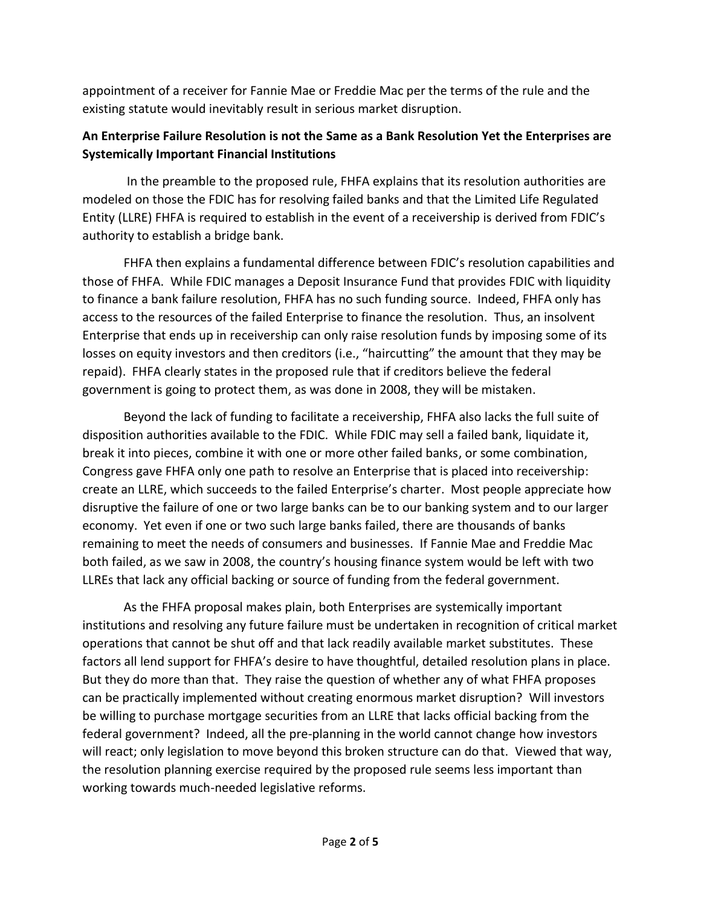appointment of a receiver for Fannie Mae or Freddie Mac per the terms of the rule and the existing statute would inevitably result in serious market disruption.

**An Enterprise Failure Resolution is not the Same as a Bank Resolution Yet the Enterprises are Systemically Important Financial Institutions**

In the preamble to the proposed rule, FHFA explains that its resolution authorities are modeled on those the FDIC has for resolving failed banks and that the Limited Life Regulated Entity (LLRE) FHFA is required to establish in the event of a receivership is derived from FDIC's authority to establish a bridge bank.

FHFA then explains a fundamental difference between FDIC's resolution capabilities and those of FHFA. While FDIC manages a Deposit Insurance Fund that provides FDIC with liquidity to finance a bank failure resolution, FHFA has no such funding source. Indeed, FHFA only has access to the resources of the failed Enterprise to finance the resolution. Thus, an insolvent Enterprise that ends up in receivership can only raise resolution funds by imposing some of its losses on equity investors and then creditors (i.e., "haircutting" the amount that they may be repaid). FHFA clearly states in the proposed rule that if creditors believe the federal government is going to protect them, as was done in 2008, they will be mistaken.

Beyond the lack of funding to facilitate a receivership, FHFA also lacks the full suite of disposition authorities available to the FDIC. While FDIC may sell a failed bank, liquidate it, break it into pieces, combine it with one or more other failed banks, or some combination, Congress gave FHFA only one path to resolve an Enterprise that is placed into receivership: create an LLRE, which succeeds to the failed Enterprise's charter. Most people appreciate how disruptive the failure of one or two large banks can be to our banking system and to our larger economy. Yet even if one or two such large banks failed, there are thousands of banks remaining to meet the needs of consumers and businesses. If Fannie Mae and Freddie Mac both failed, as we saw in 2008, the country's housing finance system would be left with two LLREs that lack any official backing or source of funding from the federal government.

As the FHFA proposal makes plain, both Enterprises are systemically important institutions and resolving any future failure must be undertaken in recognition of critical market operations that cannot be shut off and that lack readily available market substitutes. These factors all lend support for FHFA's desire to have thoughtful, detailed resolution plans in place. But they do more than that. They raise the question of whether any of what FHFA proposes can be practically implemented without creating enormous market disruption? Will investors be willing to purchase mortgage securities from an LLRE that lacks official backing from the federal government? Indeed, all the pre-planning in the world cannot change how investors will react; only legislation to move beyond this broken structure can do that. Viewed that way, the resolution planning exercise required by the proposed rule seems less important than working towards much-needed legislative reforms.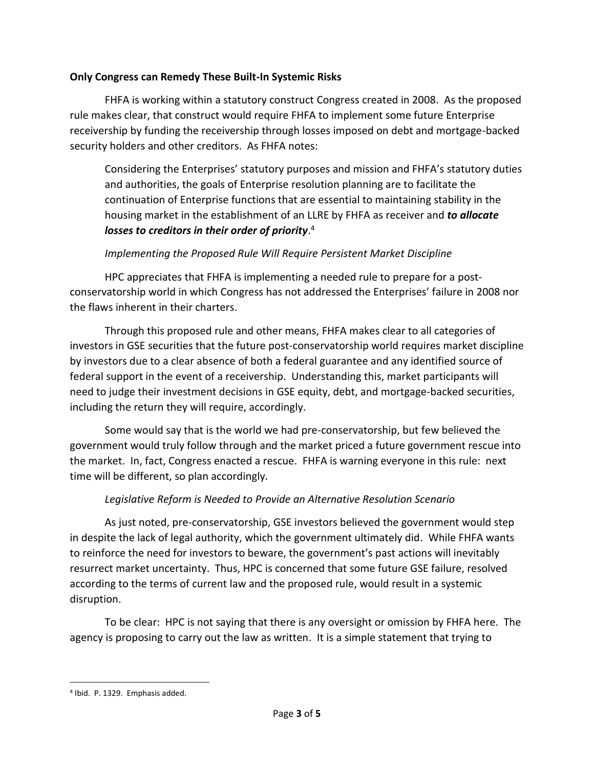**Only Congress can Remedy These Built-In Systemic Risks**

FHFA is working within a statutory construct Congress created in 2008. As the proposed rule makes clear, that construct would require FHFA to implement some future Enterprise receivership by funding the receivership through losses imposed on debt and mortgage-backed security holders and other creditors. As FHFA notes:

> Considering the Enterprises' statutory purposes and mission and FHFA's statutory duties and authorities, the goals of Enterprise resolution planning are to facilitate the continuation of Enterprise functions that are essential to maintaining stability in the housing market in the establishment of an LLRE by FHFA as receiver and ***to allocate losses to creditors in their order of priority***.[4]

*Implementing the Proposed Rule Will Require Persistent Market Discipline*

HPC appreciates that FHFA is implementing a needed rule to prepare for a post-conservatorship world in which Congress has not addressed the Enterprises' failure in 2008 nor the flaws inherent in their charters.

Through this proposed rule and other means, FHFA makes clear to all categories of investors in GSE securities that the future post-conservatorship world requires market discipline by investors due to a clear absence of both a federal guarantee and any identified source of federal support in the event of a receivership. Understanding this, market participants will need to judge their investment decisions in GSE equity, debt, and mortgage-backed securities, including the return they will require, accordingly.

Some would say that is the world we had pre-conservatorship, but few believed the government would truly follow through and the market priced a future government rescue into the market. In, fact, Congress enacted a rescue. FHFA is warning everyone in this rule: next time will be different, so plan accordingly.

*Legislative Reform is Needed to Provide an Alternative Resolution Scenario*

As just noted, pre-conservatorship, GSE investors believed the government would step in despite the lack of legal authority, which the government ultimately did. While FHFA wants to reinforce the need for investors to beware, the government's past actions will inevitably resurrect market uncertainty. Thus, HPC is concerned that some future GSE failure, resolved according to the terms of current law and the proposed rule, would result in a systemic disruption.

To be clear: HPC is not saying that there is any oversight or omission by FHFA here. The agency is proposing to carry out the law as written. It is a simple statement that trying to

---

[4] Ibid. P. 1329. Emphasis added.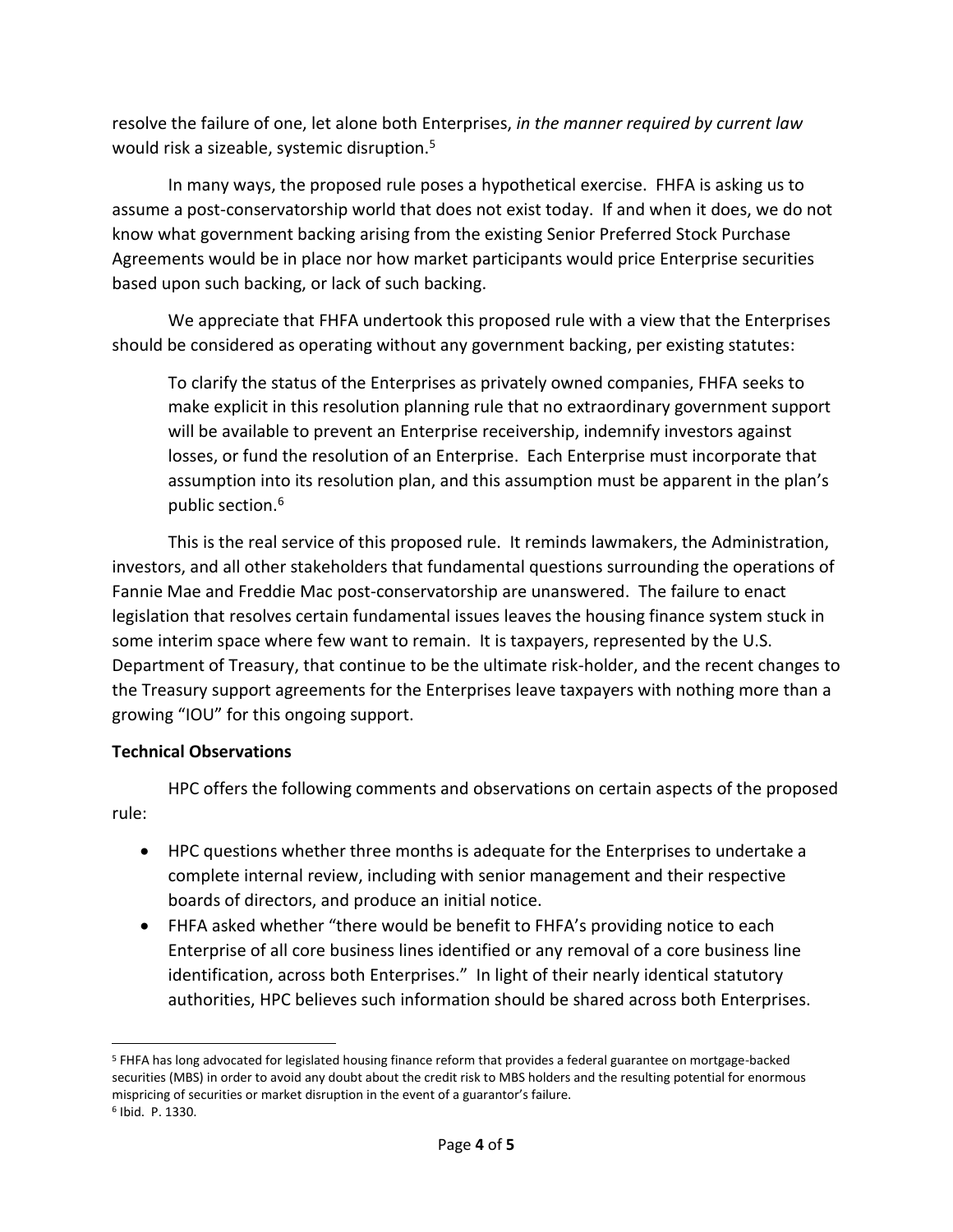resolve the failure of one, let alone both Enterprises, *in the manner required by current law* would risk a sizeable, systemic disruption.[5]

In many ways, the proposed rule poses a hypothetical exercise. FHFA is asking us to assume a post-conservatorship world that does not exist today. If and when it does, we do not know what government backing arising from the existing Senior Preferred Stock Purchase Agreements would be in place nor how market participants would price Enterprise securities based upon such backing, or lack of such backing.

We appreciate that FHFA undertook this proposed rule with a view that the Enterprises should be considered as operating without any government backing, per existing statutes:

> To clarify the status of the Enterprises as privately owned companies, FHFA seeks to make explicit in this resolution planning rule that no extraordinary government support will be available to prevent an Enterprise receivership, indemnify investors against losses, or fund the resolution of an Enterprise. Each Enterprise must incorporate that assumption into its resolution plan, and this assumption must be apparent in the plan's public section.[6]

This is the real service of this proposed rule. It reminds lawmakers, the Administration, investors, and all other stakeholders that fundamental questions surrounding the operations of Fannie Mae and Freddie Mac post-conservatorship are unanswered. The failure to enact legislation that resolves certain fundamental issues leaves the housing finance system stuck in some interim space where few want to remain. It is taxpayers, represented by the U.S. Department of Treasury, that continue to be the ultimate risk-holder, and the recent changes to the Treasury support agreements for the Enterprises leave taxpayers with nothing more than a growing "IOU" for this ongoing support.

**Technical Observations**

HPC offers the following comments and observations on certain aspects of the proposed rule:

- HPC questions whether three months is adequate for the Enterprises to undertake a complete internal review, including with senior management and their respective boards of directors, and produce an initial notice.
- FHFA asked whether "there would be benefit to FHFA's providing notice to each Enterprise of all core business lines identified or any removal of a core business line identification, across both Enterprises." In light of their nearly identical statutory authorities, HPC believes such information should be shared across both Enterprises.

---

[5] FHFA has long advocated for legislated housing finance reform that provides a federal guarantee on mortgage-backed securities (MBS) in order to avoid any doubt about the credit risk to MBS holders and the resulting potential for enormous mispricing of securities or market disruption in the event of a guarantor's failure.

[6] Ibid. P. 1330.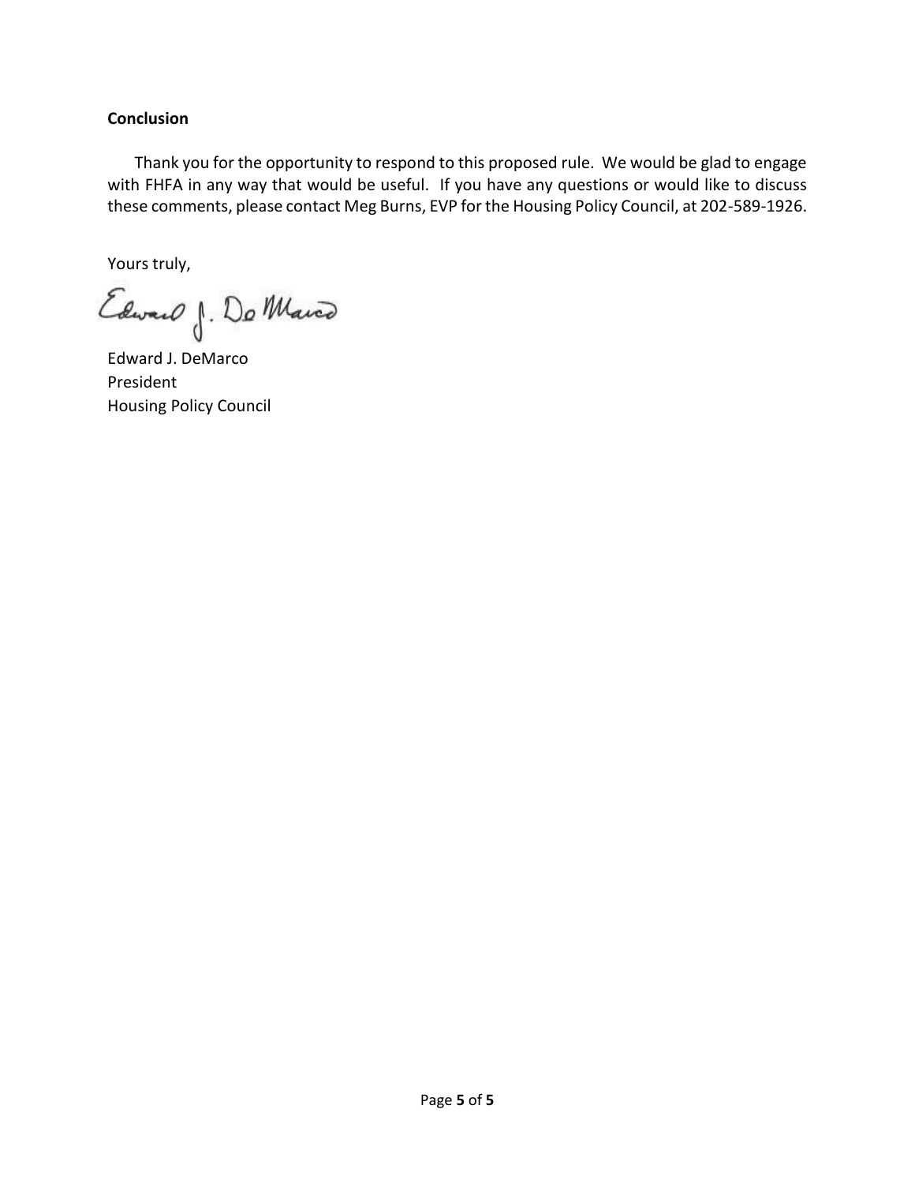**Conclusion**

Thank you for the opportunity to respond to this proposed rule. We would be glad to engage with FHFA in any way that would be useful. If you have any questions or would like to discuss these comments, please contact Meg Burns, EVP for the Housing Policy Council, at 202-589-1926.

Yours truly,

Edward J. DeMarco
President
Housing Policy Council